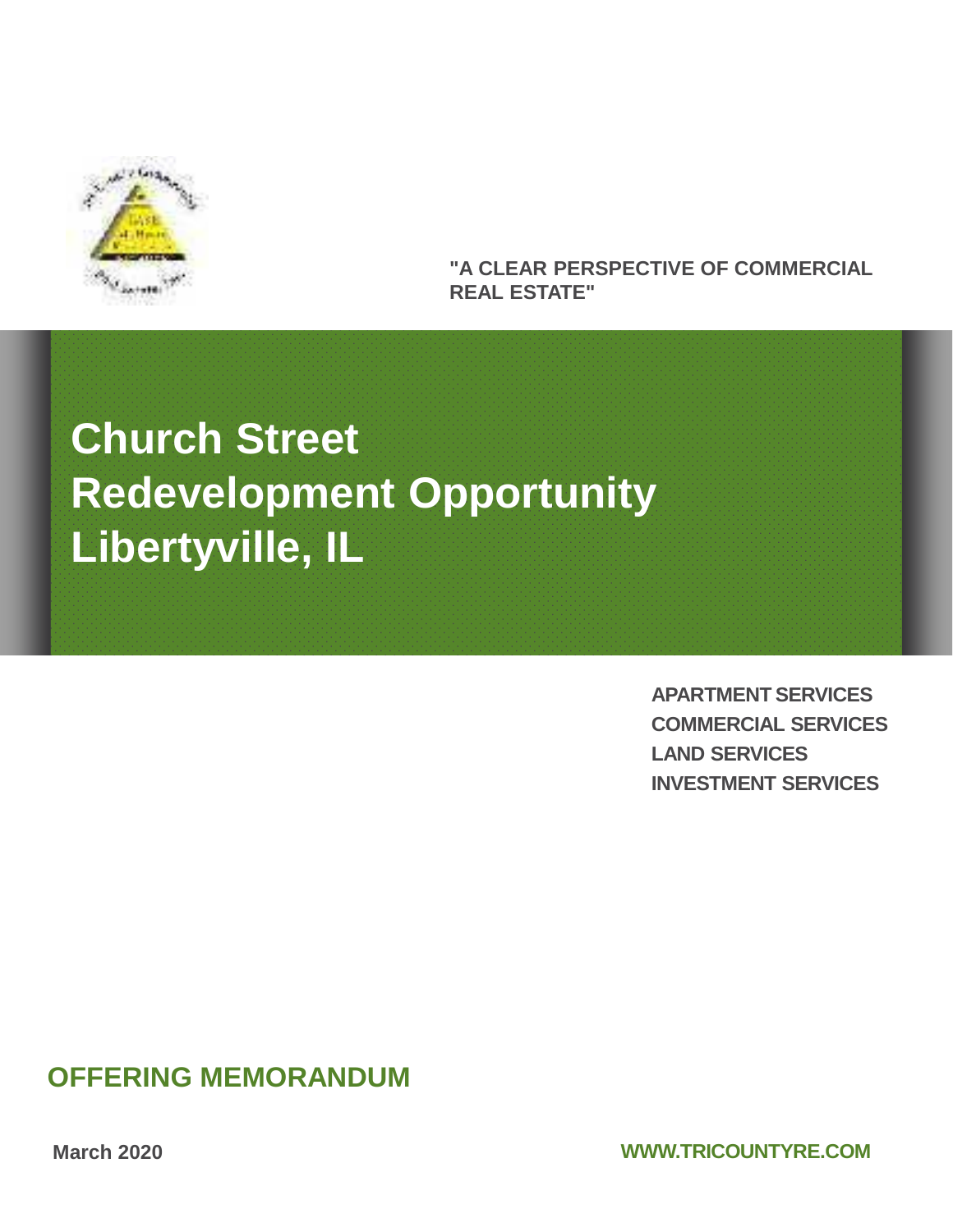"A CLEAR PERSPECTIVE OF COMMERCIAL REAL ESTATE"

# Church Street Redevelopment Opportunity Libertyville, IL

**APARTMENT SERVICES**
**COMMERCIAL SERVICES**
**LAND SERVICES**
**INVESTMENT SERVICES**

## OFFERING MEMORANDUM

**March 2020**

**WWW.TRICOUNTYRE.COM**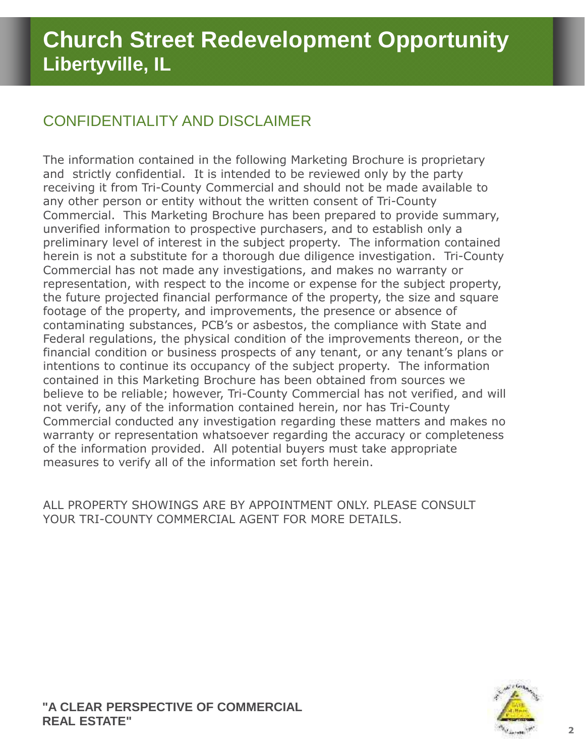# Church Street Redevelopment Opportunity
## Libertyville, IL

## CONFIDENTIALITY AND DISCLAIMER

The information contained in the following Marketing Brochure is proprietary and strictly confidential. It is intended to be reviewed only by the party receiving it from Tri-County Commercial and should not be made available to any other person or entity without the written consent of Tri-County Commercial. This Marketing Brochure has been prepared to provide summary, unverified information to prospective purchasers, and to establish only a preliminary level of interest in the subject property. The information contained herein is not a substitute for a thorough due diligence investigation. Tri-County Commercial has not made any investigations, and makes no warranty or representation, with respect to the income or expense for the subject property, the future projected financial performance of the property, the size and square footage of the property, and improvements, the presence or absence of contaminating substances, PCB's or asbestos, the compliance with State and Federal regulations, the physical condition of the improvements thereon, or the financial condition or business prospects of any tenant, or any tenant's plans or intentions to continue its occupancy of the subject property. The information contained in this Marketing Brochure has been obtained from sources we believe to be reliable; however, Tri-County Commercial has not verified, and will not verify, any of the information contained herein, nor has Tri-County Commercial conducted any investigation regarding these matters and makes no warranty or representation whatsoever regarding the accuracy or completeness of the information provided. All potential buyers must take appropriate measures to verify all of the information set forth herein.

ALL PROPERTY SHOWINGS ARE BY APPOINTMENT ONLY. PLEASE CONSULT YOUR TRI-COUNTY COMMERCIAL AGENT FOR MORE DETAILS.

**"A CLEAR PERSPECTIVE OF COMMERCIAL REAL ESTATE"**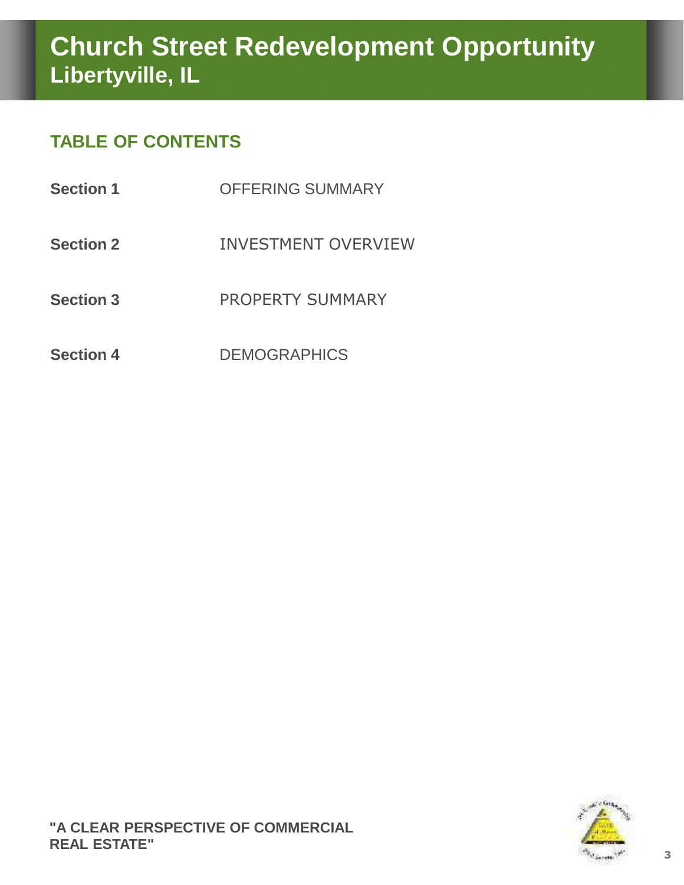# Church Street Redevelopment Opportunity
## Libertyville, IL

### TABLE OF CONTENTS

| | |
|---|---|
| **Section 1** | OFFERING SUMMARY |
| **Section 2** | INVESTMENT OVERVIEW |
| **Section 3** | PROPERTY SUMMARY |
| **Section 4** | DEMOGRAPHICS |

**"A CLEAR PERSPECTIVE OF COMMERCIAL REAL ESTATE"**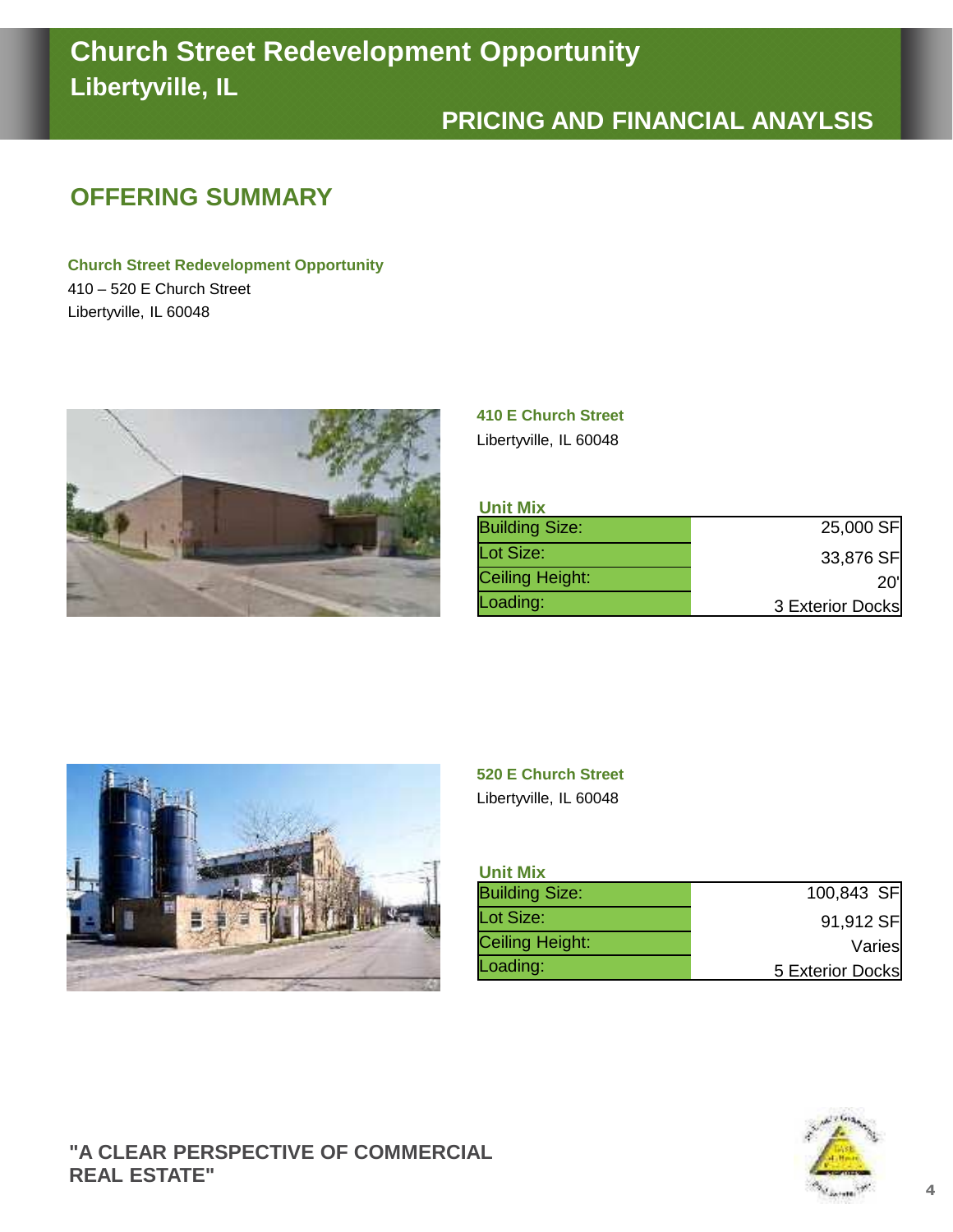# Church Street Redevelopment Opportunity
## Libertyville, IL

## PRICING AND FINANCIAL ANAYLSIS

## OFFERING SUMMARY

**Church Street Redevelopment Opportunity**
410 – 520 E Church Street
Libertyville, IL 60048

**410 E Church Street**
Libertyville, IL 60048

**Unit Mix**

| | |
|---|---|
| Building Size: | 25,000 SF |
| Lot Size: | 33,876 SF |
| Ceiling Height: | 20' |
| Loading: | 3 Exterior Docks |

**520 E Church Street**
Libertyville, IL 60048

**Unit Mix**

| | |
|---|---|
| Building Size: | 100,843 SF |
| Lot Size: | 91,912 SF |
| Ceiling Height: | Varies |
| Loading: | 5 Exterior Docks |

**"A CLEAR PERSPECTIVE OF COMMERCIAL REAL ESTATE"**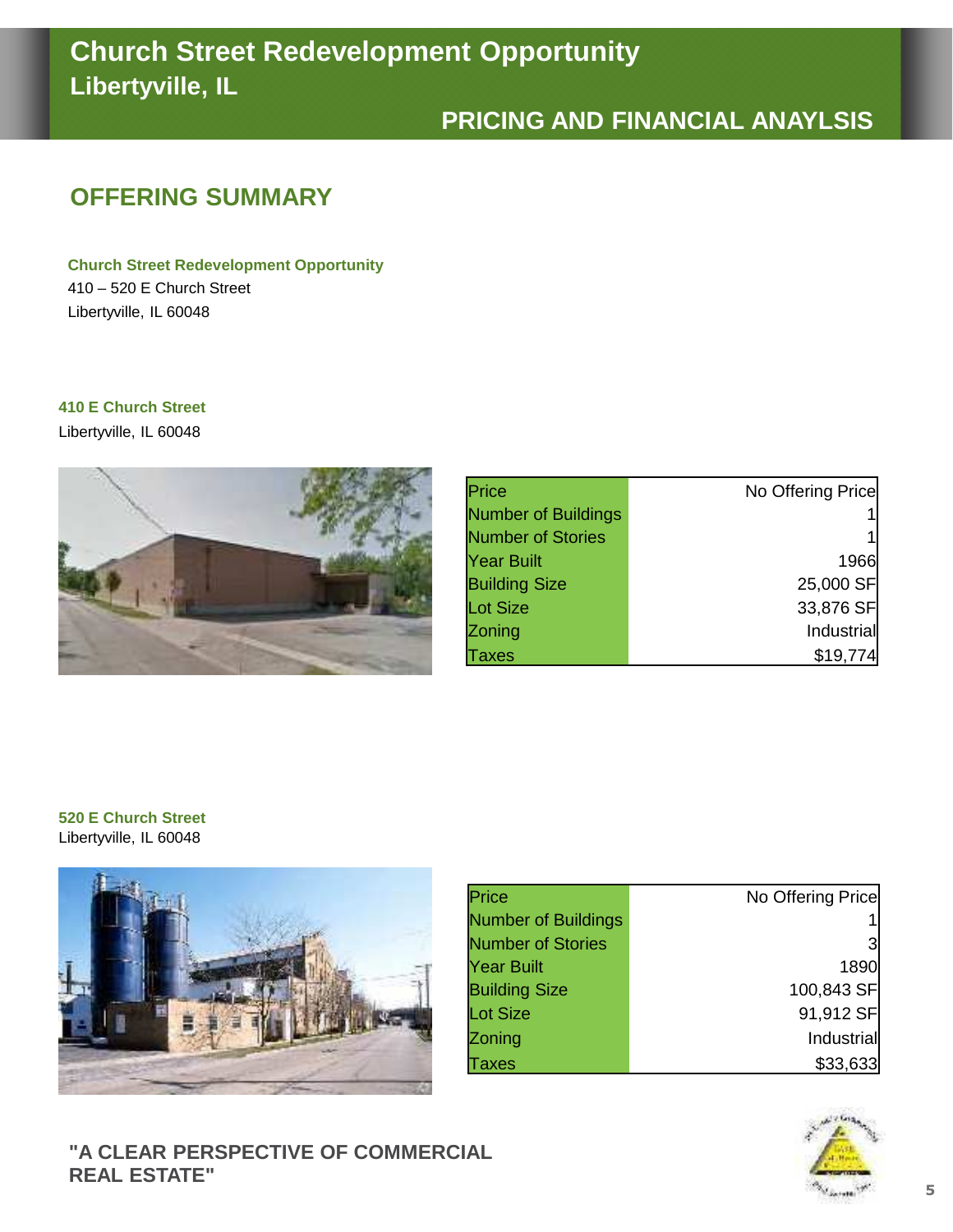# Church Street Redevelopment Opportunity
## Libertyville, IL

## PRICING AND FINANCIAL ANAYLSIS

## OFFERING SUMMARY

**Church Street Redevelopment Opportunity**
410 – 520 E Church Street
Libertyville, IL 60048

**410 E Church Street**
Libertyville, IL 60048

| | |
|---|---|
| Price | No Offering Price |
| Number of Buildings | 1 |
| Number of Stories | 1 |
| Year Built | 1966 |
| Building Size | 25,000 SF |
| Lot Size | 33,876 SF |
| Zoning | Industrial |
| Taxes | $19,774 |

**520 E Church Street**
Libertyville, IL 60048

| | |
|---|---|
| Price | No Offering Price |
| Number of Buildings | 1 |
| Number of Stories | 3 |
| Year Built | 1890 |
| Building Size | 100,843 SF |
| Lot Size | 91,912 SF |
| Zoning | Industrial |
| Taxes | $33,633 |

**"A CLEAR PERSPECTIVE OF COMMERCIAL REAL ESTATE"**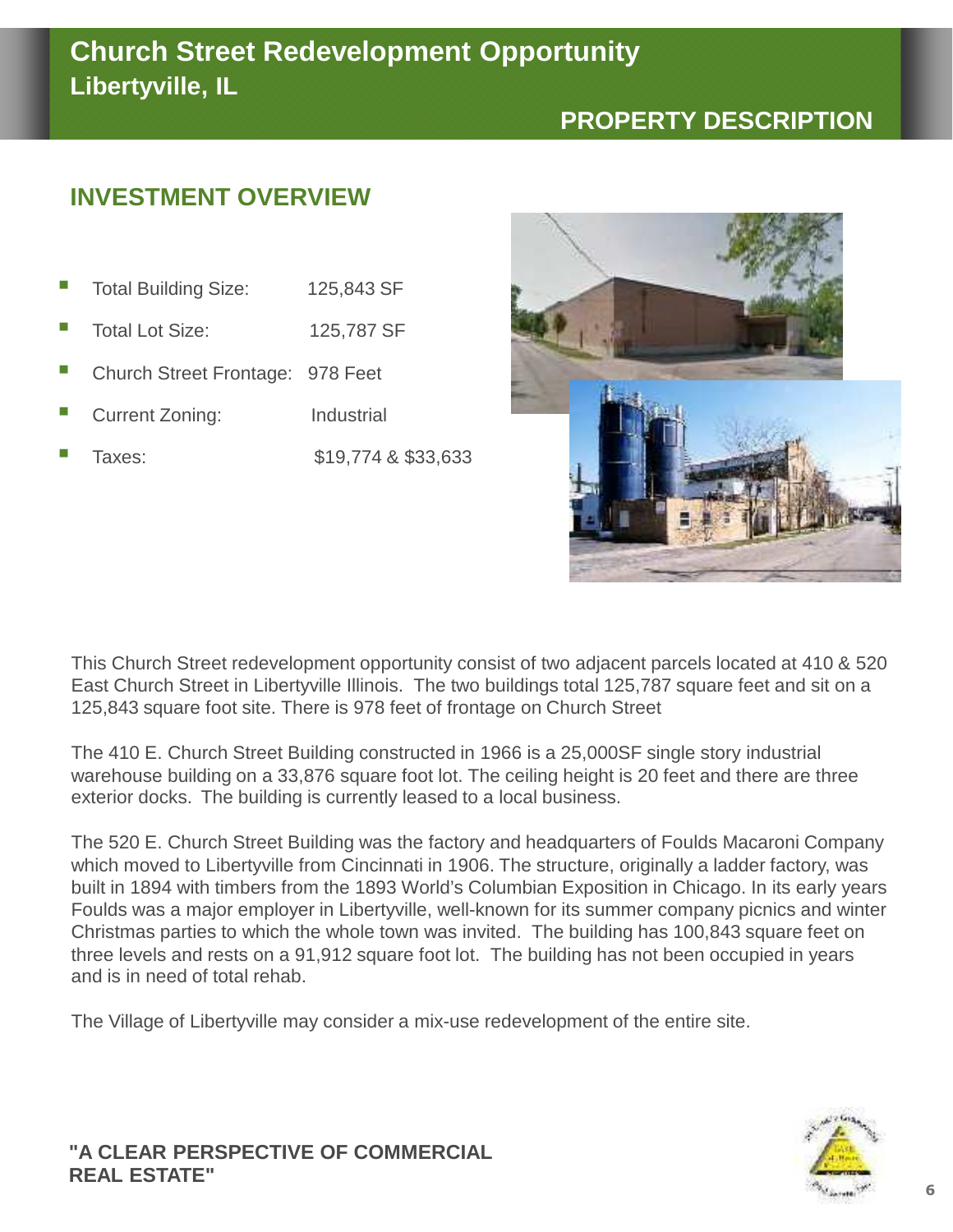# Church Street Redevelopment Opportunity
## Libertyville, IL

## PROPERTY DESCRIPTION

## INVESTMENT OVERVIEW

- Total Building Size: 125,843 SF
- Total Lot Size: 125,787 SF
- Church Street Frontage: 978 Feet
- Current Zoning: Industrial
- Taxes: $19,774 & $33,633

This Church Street redevelopment opportunity consist of two adjacent parcels located at 410 & 520 East Church Street in Libertyville Illinois. The two buildings total 125,787 square feet and sit on a 125,843 square foot site. There is 978 feet of frontage on Church Street

The 410 E. Church Street Building constructed in 1966 is a 25,000SF single story industrial warehouse building on a 33,876 square foot lot. The ceiling height is 20 feet and there are three exterior docks. The building is currently leased to a local business.

The 520 E. Church Street Building was the factory and headquarters of Foulds Macaroni Company which moved to Libertyville from Cincinnati in 1906. The structure, originally a ladder factory, was built in 1894 with timbers from the 1893 World's Columbian Exposition in Chicago. In its early years Foulds was a major employer in Libertyville, well-known for its summer company picnics and winter Christmas parties to which the whole town was invited. The building has 100,843 square feet on three levels and rests on a 91,912 square foot lot. The building has not been occupied in years and is in need of total rehab.

The Village of Libertyville may consider a mix-use redevelopment of the entire site.

**"A CLEAR PERSPECTIVE OF COMMERCIAL REAL ESTATE"**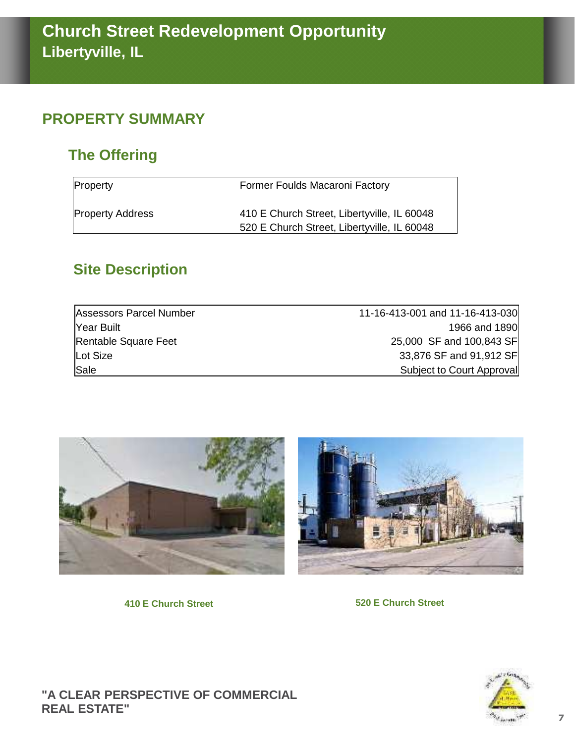# Church Street Redevelopment Opportunity
## Libertyville, IL

## PROPERTY SUMMARY

### The Offering

| Property | Former Foulds Macaroni Factory |
|---|---|
| Property Address | 410 E Church Street, Libertyville, IL 60048<br>520 E Church Street, Libertyville, IL 60048 |

### Site Description

| | |
|---|---|
| Assessors Parcel Number | 11-16-413-001 and 11-16-413-030 |
| Year Built | 1966 and 1890 |
| Rentable Square Feet | 25,000 SF and 100,843 SF |
| Lot Size | 33,876 SF and 91,912 SF |
| Sale | Subject to Court Approval |

410 E Church Street

520 E Church Street

**"A CLEAR PERSPECTIVE OF COMMERCIAL REAL ESTATE"**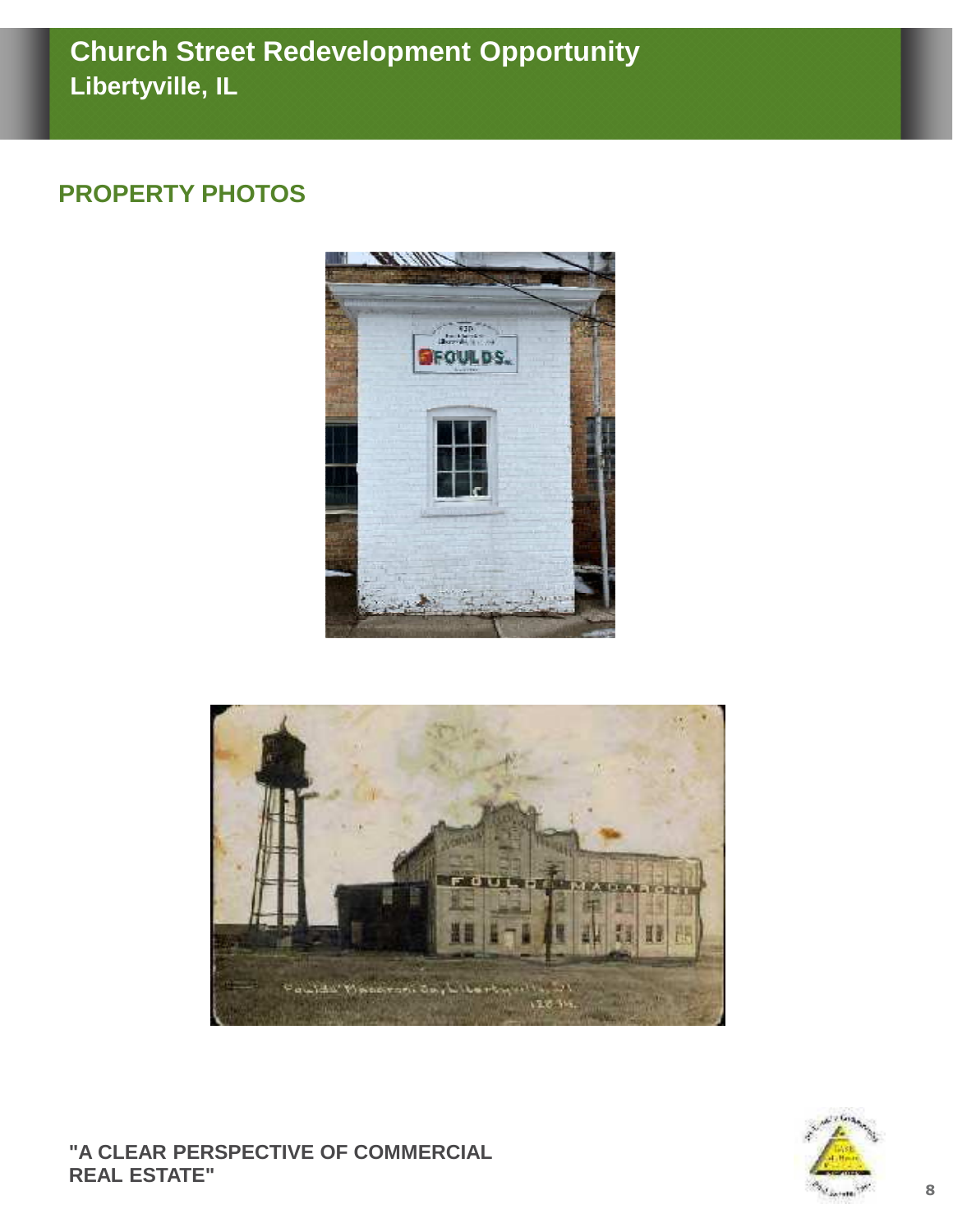# PROPERTY PHOTOS

**"A CLEAR PERSPECTIVE OF COMMERCIAL REAL ESTATE"**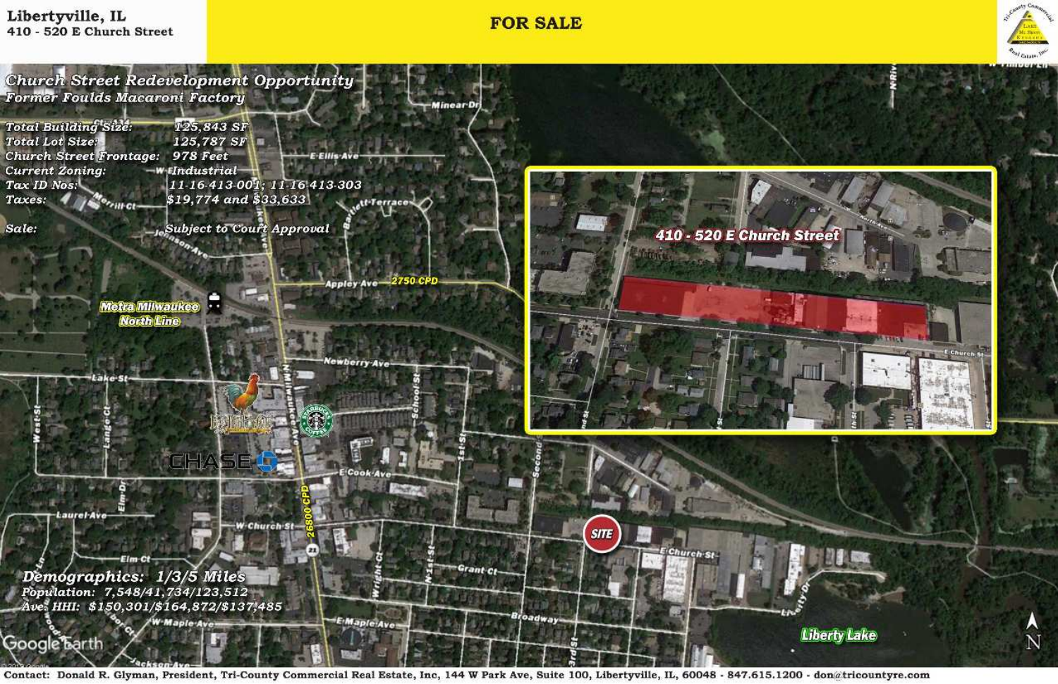Libertyville, IL
410 - 520 E Church Street

**FOR SALE**

## Church Street Redevelopment Opportunity
### Former Foulds Macaroni Factory

| | |
|---|---|
| Total Building Size: | 125,843 SF |
| Total Lot Size: | 125,787 SF |
| Church Street Frontage: | 978 Feet |
| Current Zoning: | Industrial |
| Tax ID Nos: | 11-16-413-001; 11-16-413-303 |
| Taxes: | $19,774 and $33,633 |
| Sale: | Subject to Court Approval |

410 - 520 E Church Street

**Demographics: 1/3/5 Miles**

Population: 7,548/41,734/123,512

Ave. HHI: $150,301/$164,872/$137,485

Contact: Donald R. Glyman, President, Tri-County Commercial Real Estate, Inc, 144 W Park Ave, Suite 100, Libertyville, IL, 60048 - 847.615.1200 - don@tricountyre.com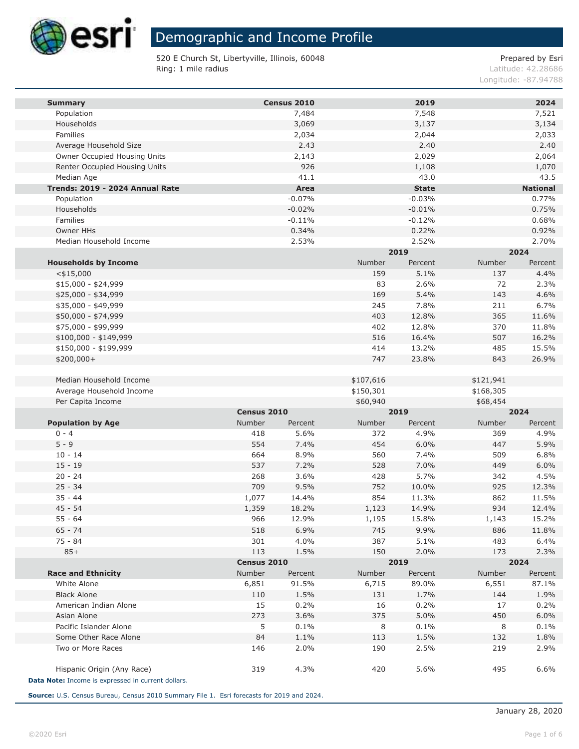# Demographic and Income Profile

520 E Church St, Libertyville, Illinois, 60048
Ring: 1 mile radius

Prepared by Esri
Latitude: 42.28686
Longitude: -87.94788

| Summary | Census 2010 | 2019 | 2024 |
|---|---|---|---|
| Population | 7,484 | 7,548 | 7,521 |
| Households | 3,069 | 3,137 | 3,134 |
| Families | 2,034 | 2,044 | 2,033 |
| Average Household Size | 2.43 | 2.40 | 2.40 |
| Owner Occupied Housing Units | 2,143 | 2,029 | 2,064 |
| Renter Occupied Housing Units | 926 | 1,108 | 1,070 |
| Median Age | 41.1 | 43.0 | 43.5 |

| Trends: 2019 - 2024 Annual Rate | Area | State | National |
|---|---|---|---|
| Population | -0.07% | -0.03% | 0.77% |
| Households | -0.02% | -0.01% | 0.75% |
| Families | -0.11% | -0.12% | 0.68% |
| Owner HHs | 0.34% | 0.22% | 0.92% |
| Median Household Income | 2.53% | 2.52% | 2.70% |

| | 2019 | | 2024 | |
|---|---|---|---|---|
| Households by Income | Number | Percent | Number | Percent |
| <$15,000 | 159 | 5.1% | 137 | 4.4% |
| $15,000 - $24,999 | 83 | 2.6% | 72 | 2.3% |
| $25,000 - $34,999 | 169 | 5.4% | 143 | 4.6% |
| $35,000 - $49,999 | 245 | 7.8% | 211 | 6.7% |
| $50,000 - $74,999 | 403 | 12.8% | 365 | 11.6% |
| $75,000 - $99,999 | 402 | 12.8% | 370 | 11.8% |
| $100,000 - $149,999 | 516 | 16.4% | 507 | 16.2% |
| $150,000 - $199,999 | 414 | 13.2% | 485 | 15.5% |
| $200,000+ | 747 | 23.8% | 843 | 26.9% |
| | | | | |
| Median Household Income | $107,616 | | $121,941 | |
| Average Household Income | $150,301 | | $168,305 | |
| Per Capita Income | $60,940 | | $68,454 | |

| | Census 2010 | | 2019 | | 2024 | |
|---|---|---|---|---|---|---|
| Population by Age | Number | Percent | Number | Percent | Number | Percent |
| 0 - 4 | 418 | 5.6% | 372 | 4.9% | 369 | 4.9% |
| 5 - 9 | 554 | 7.4% | 454 | 6.0% | 447 | 5.9% |
| 10 - 14 | 664 | 8.9% | 560 | 7.4% | 509 | 6.8% |
| 15 - 19 | 537 | 7.2% | 528 | 7.0% | 449 | 6.0% |
| 20 - 24 | 268 | 3.6% | 428 | 5.7% | 342 | 4.5% |
| 25 - 34 | 709 | 9.5% | 752 | 10.0% | 925 | 12.3% |
| 35 - 44 | 1,077 | 14.4% | 854 | 11.3% | 862 | 11.5% |
| 45 - 54 | 1,359 | 18.2% | 1,123 | 14.9% | 934 | 12.4% |
| 55 - 64 | 966 | 12.9% | 1,195 | 15.8% | 1,143 | 15.2% |
| 65 - 74 | 518 | 6.9% | 745 | 9.9% | 886 | 11.8% |
| 75 - 84 | 301 | 4.0% | 387 | 5.1% | 483 | 6.4% |
| 85+ | 113 | 1.5% | 150 | 2.0% | 173 | 2.3% |

| | Census 2010 | | 2019 | | 2024 | |
|---|---|---|---|---|---|---|
| Race and Ethnicity | Number | Percent | Number | Percent | Number | Percent |
| White Alone | 6,851 | 91.5% | 6,715 | 89.0% | 6,551 | 87.1% |
| Black Alone | 110 | 1.5% | 131 | 1.7% | 144 | 1.9% |
| American Indian Alone | 15 | 0.2% | 16 | 0.2% | 17 | 0.2% |
| Asian Alone | 273 | 3.6% | 375 | 5.0% | 450 | 6.0% |
| Pacific Islander Alone | 5 | 0.1% | 8 | 0.1% | 8 | 0.1% |
| Some Other Race Alone | 84 | 1.1% | 113 | 1.5% | 132 | 1.8% |
| Two or More Races | 146 | 2.0% | 190 | 2.5% | 219 | 2.9% |
| | | | | | | |
| Hispanic Origin (Any Race) | 319 | 4.3% | 420 | 5.6% | 495 | 6.6% |

**Data Note:** Income is expressed in current dollars.

**Source:** U.S. Census Bureau, Census 2010 Summary File 1. Esri forecasts for 2019 and 2024.

January 28, 2020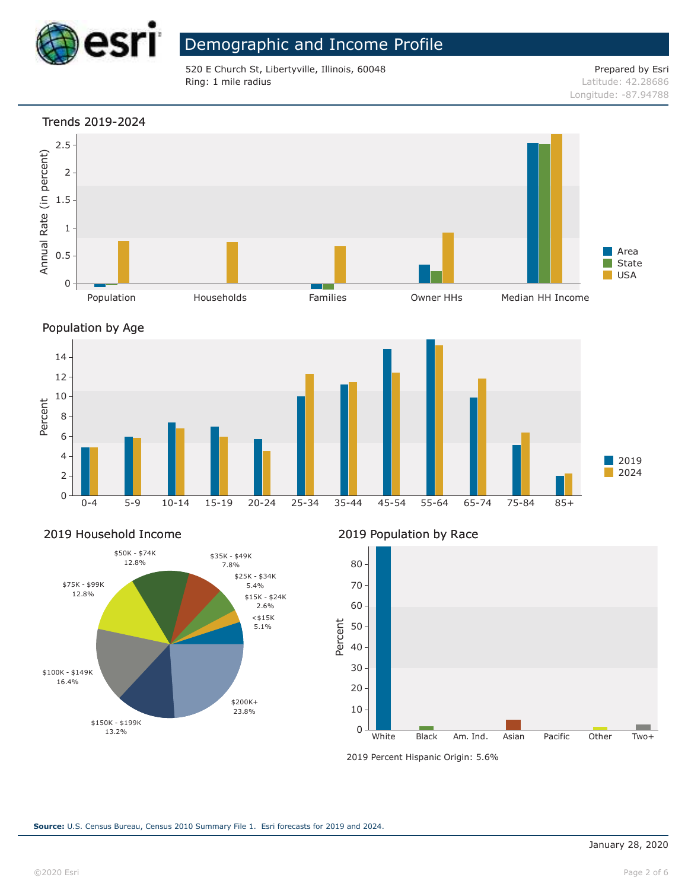# Demographic and Income Profile

520 E Church St, Libertyville, Illinois, 60048
Ring: 1 mile radius

Prepared by Esri
Latitude: 42.28686
Longitude: -87.94788

## Trends 2019-2024

Annual Rate (in percent)

Population | Households | Families | Owner HHs | Median HH Income

Area | State | USA

## Population by Age

Percent

0-4 | 5-9 | 10-14 | 15-19 | 20-24 | 25-34 | 35-44 | 45-54 | 55-64 | 65-74 | 75-84 | 85+

2019 | 2024

## 2019 Household Income

| Income | Percent |
|---|---|
| <$15K | 5.1% |
| $15K - $24K | 2.6% |
| $25K - $34K | 5.4% |
| $35K - $49K | 7.8% |
| $50K - $74K | 12.8% |
| $75K - $99K | 12.8% |
| $100K - $149K | 16.4% |
| $150K - $199K | 13.2% |
| $200K+ | 23.8% |

## 2019 Population by Race

Percent

White | Black | Am. Ind. | Asian | Pacific | Other | Two+

2019 Percent Hispanic Origin: 5.6%

**Source:** U.S. Census Bureau, Census 2010 Summary File 1. Esri forecasts for 2019 and 2024.

January 28, 2020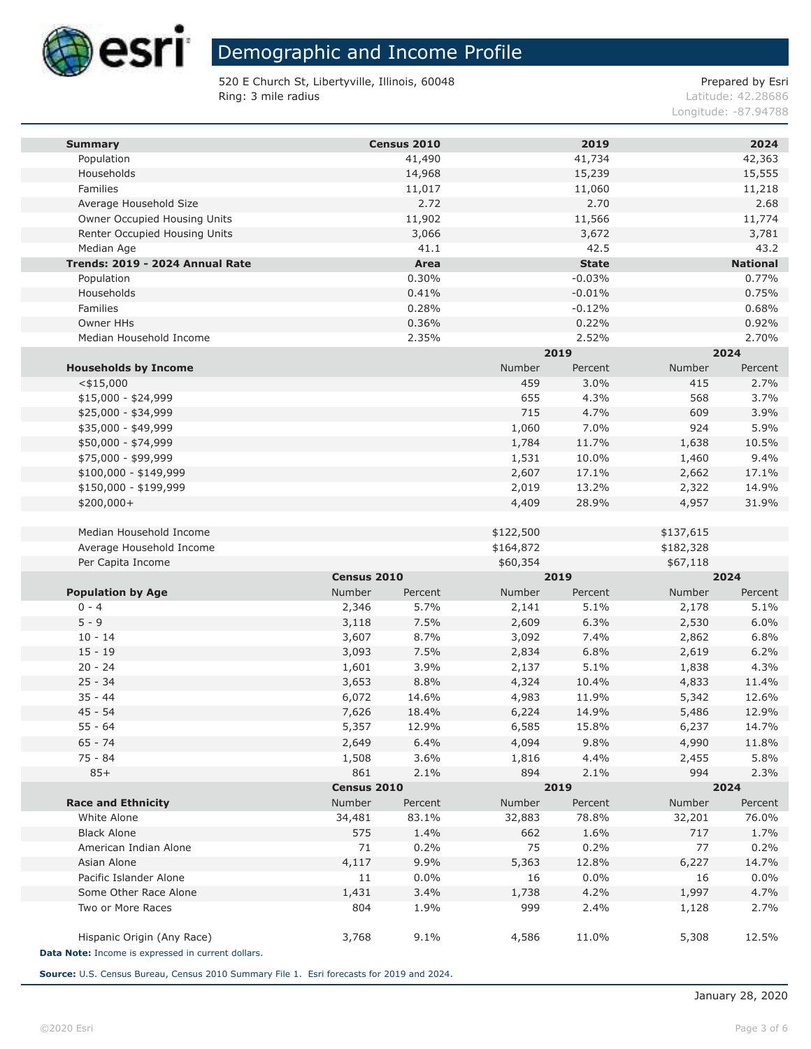# Demographic and Income Profile

520 E Church St, Libertyville, Illinois, 60048
Ring: 3 mile radius

Prepared by Esri
Latitude: 42.28686
Longitude: -87.94788

| Summary | Census 2010 | 2019 | 2024 |
|---|---|---|---|
| Population | 41,490 | 41,734 | 42,363 |
| Households | 14,968 | 15,239 | 15,555 |
| Families | 11,017 | 11,060 | 11,218 |
| Average Household Size | 2.72 | 2.70 | 2.68 |
| Owner Occupied Housing Units | 11,902 | 11,566 | 11,774 |
| Renter Occupied Housing Units | 3,066 | 3,672 | 3,781 |
| Median Age | 41.1 | 42.5 | 43.2 |
| **Trends: 2019 - 2024 Annual Rate** | **Area** | **State** | **National** |
| Population | 0.30% | -0.03% | 0.77% |
| Households | 0.41% | -0.01% | 0.75% |
| Families | 0.28% | -0.12% | 0.68% |
| Owner HHs | 0.36% | 0.22% | 0.92% |
| Median Household Income | 2.35% | 2.52% | 2.70% |

| Households by Income | 2019 Number | 2019 Percent | 2024 Number | 2024 Percent |
|---|---|---|---|---|
| <$15,000 | 459 | 3.0% | 415 | 2.7% |
| $15,000 - $24,999 | 655 | 4.3% | 568 | 3.7% |
| $25,000 - $34,999 | 715 | 4.7% | 609 | 3.9% |
| $35,000 - $49,999 | 1,060 | 7.0% | 924 | 5.9% |
| $50,000 - $74,999 | 1,784 | 11.7% | 1,638 | 10.5% |
| $75,000 - $99,999 | 1,531 | 10.0% | 1,460 | 9.4% |
| $100,000 - $149,999 | 2,607 | 17.1% | 2,662 | 17.1% |
| $150,000 - $199,999 | 2,019 | 13.2% | 2,322 | 14.9% |
| $200,000+ | 4,409 | 28.9% | 4,957 | 31.9% |
| | | | | |
| Median Household Income | $122,500 | | $137,615 | |
| Average Household Income | $164,872 | | $182,328 | |
| Per Capita Income | $60,354 | | $67,118 | |

| Population by Age | Census 2010 Number | Census 2010 Percent | 2019 Number | 2019 Percent | 2024 Number | 2024 Percent |
|---|---|---|---|---|---|---|
| 0 - 4 | 2,346 | 5.7% | 2,141 | 5.1% | 2,178 | 5.1% |
| 5 - 9 | 3,118 | 7.5% | 2,609 | 6.3% | 2,530 | 6.0% |
| 10 - 14 | 3,607 | 8.7% | 3,092 | 7.4% | 2,862 | 6.8% |
| 15 - 19 | 3,093 | 7.5% | 2,834 | 6.8% | 2,619 | 6.2% |
| 20 - 24 | 1,601 | 3.9% | 2,137 | 5.1% | 1,838 | 4.3% |
| 25 - 34 | 3,653 | 8.8% | 4,324 | 10.4% | 4,833 | 11.4% |
| 35 - 44 | 6,072 | 14.6% | 4,983 | 11.9% | 5,342 | 12.6% |
| 45 - 54 | 7,626 | 18.4% | 6,224 | 14.9% | 5,486 | 12.9% |
| 55 - 64 | 5,357 | 12.9% | 6,585 | 15.8% | 6,237 | 14.7% |
| 65 - 74 | 2,649 | 6.4% | 4,094 | 9.8% | 4,990 | 11.8% |
| 75 - 84 | 1,508 | 3.6% | 1,816 | 4.4% | 2,455 | 5.8% |
| 85+ | 861 | 2.1% | 894 | 2.1% | 994 | 2.3% |

| Race and Ethnicity | Census 2010 Number | Census 2010 Percent | 2019 Number | 2019 Percent | 2024 Number | 2024 Percent |
|---|---|---|---|---|---|---|
| White Alone | 34,481 | 83.1% | 32,883 | 78.8% | 32,201 | 76.0% |
| Black Alone | 575 | 1.4% | 662 | 1.6% | 717 | 1.7% |
| American Indian Alone | 71 | 0.2% | 75 | 0.2% | 77 | 0.2% |
| Asian Alone | 4,117 | 9.9% | 5,363 | 12.8% | 6,227 | 14.7% |
| Pacific Islander Alone | 11 | 0.0% | 16 | 0.0% | 16 | 0.0% |
| Some Other Race Alone | 1,431 | 3.4% | 1,738 | 4.2% | 1,997 | 4.7% |
| Two or More Races | 804 | 1.9% | 999 | 2.4% | 1,128 | 2.7% |
| | | | | | | |
| Hispanic Origin (Any Race) | 3,768 | 9.1% | 4,586 | 11.0% | 5,308 | 12.5% |

**Data Note:** Income is expressed in current dollars.

**Source:** U.S. Census Bureau, Census 2010 Summary File 1. Esri forecasts for 2019 and 2024.

January 28, 2020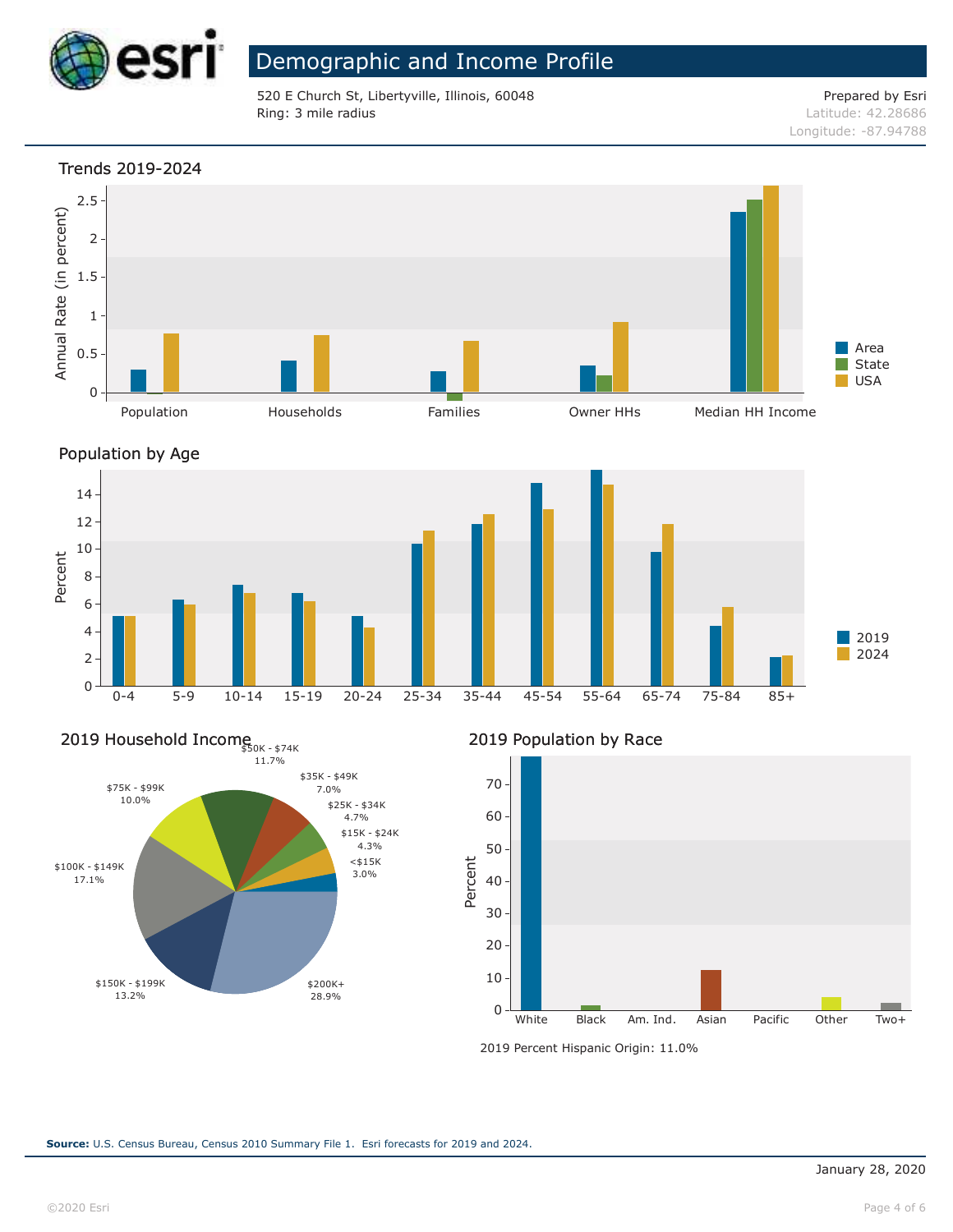# Demographic and Income Profile

520 E Church St, Libertyville, Illinois, 60048
Ring: 3 mile radius

Prepared by Esri
Latitude: 42.28686
Longitude: -87.94788

## Trends 2019-2024

Annual Rate (in percent)

Categories: Population, Households, Families, Owner HHs, Median HH Income

Legend: Area, State, USA

## Population by Age

Percent

Age groups: 0-4, 5-9, 10-14, 15-19, 20-24, 25-34, 35-44, 45-54, 55-64, 65-74, 75-84, 85+

Legend: 2019, 2024

## 2019 Household Income

| Income | Percent |
|---|---|
| <$15K | 3.0% |
| $15K - $24K | 4.3% |
| $25K - $34K | 4.7% |
| $35K - $49K | 7.0% |
| $50K - $74K | 11.7% |
| $75K - $99K | 10.0% |
| $100K - $149K | 17.1% |
| $150K - $199K | 13.2% |
| $200K+ | 28.9% |

## 2019 Population by Race

Percent

Categories: White, Black, Am. Ind., Asian, Pacific, Other, Two+

2019 Percent Hispanic Origin: 11.0%

**Source:** U.S. Census Bureau, Census 2010 Summary File 1. Esri forecasts for 2019 and 2024.

January 28, 2020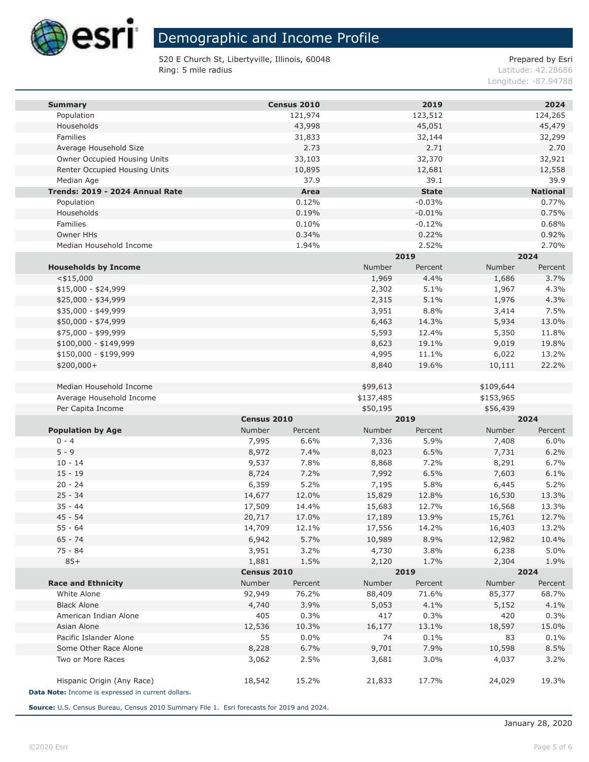# Demographic and Income Profile

520 E Church St, Libertyville, Illinois, 60048
Ring: 5 mile radius

Prepared by Esri
Latitude: 42.28686
Longitude: -87.94788

| Summary | Census 2010 | 2019 | 2024 |
|---|---|---|---|
| Population | 121,974 | 123,512 | 124,265 |
| Households | 43,998 | 45,051 | 45,479 |
| Families | 31,833 | 32,144 | 32,299 |
| Average Household Size | 2.73 | 2.71 | 2.70 |
| Owner Occupied Housing Units | 33,103 | 32,370 | 32,921 |
| Renter Occupied Housing Units | 10,895 | 12,681 | 12,558 |
| Median Age | 37.9 | 39.1 | 39.9 |

| Trends: 2019 - 2024 Annual Rate | Area | State | National |
|---|---|---|---|
| Population | 0.12% | -0.03% | 0.77% |
| Households | 0.19% | -0.01% | 0.75% |
| Families | 0.10% | -0.12% | 0.68% |
| Owner HHs | 0.34% | 0.22% | 0.92% |
| Median Household Income | 1.94% | 2.52% | 2.70% |

| | 2019 | | 2024 | |
|---|---|---|---|---|
| **Households by Income** | Number | Percent | Number | Percent |
| <$15,000 | 1,969 | 4.4% | 1,686 | 3.7% |
| $15,000 - $24,999 | 2,302 | 5.1% | 1,967 | 4.3% |
| $25,000 - $34,999 | 2,315 | 5.1% | 1,976 | 4.3% |
| $35,000 - $49,999 | 3,951 | 8.8% | 3,414 | 7.5% |
| $50,000 - $74,999 | 6,463 | 14.3% | 5,934 | 13.0% |
| $75,000 - $99,999 | 5,593 | 12.4% | 5,350 | 11.8% |
| $100,000 - $149,999 | 8,623 | 19.1% | 9,019 | 19.8% |
| $150,000 - $199,999 | 4,995 | 11.1% | 6,022 | 13.2% |
| $200,000+ | 8,840 | 19.6% | 10,111 | 22.2% |
| | | | | |
| Median Household Income | $99,613 | | $109,644 | |
| Average Household Income | $137,485 | | $153,965 | |
| Per Capita Income | $50,195 | | $56,439 | |

| | Census 2010 | | 2019 | | 2024 | |
|---|---|---|---|---|---|---|
| **Population by Age** | Number | Percent | Number | Percent | Number | Percent |
| 0 - 4 | 7,995 | 6.6% | 7,336 | 5.9% | 7,408 | 6.0% |
| 5 - 9 | 8,972 | 7.4% | 8,023 | 6.5% | 7,731 | 6.2% |
| 10 - 14 | 9,537 | 7.8% | 8,868 | 7.2% | 8,291 | 6.7% |
| 15 - 19 | 8,724 | 7.2% | 7,992 | 6.5% | 7,603 | 6.1% |
| 20 - 24 | 6,359 | 5.2% | 7,195 | 5.8% | 6,445 | 5.2% |
| 25 - 34 | 14,677 | 12.0% | 15,829 | 12.8% | 16,530 | 13.3% |
| 35 - 44 | 17,509 | 14.4% | 15,683 | 12.7% | 16,568 | 13.3% |
| 45 - 54 | 20,717 | 17.0% | 17,189 | 13.9% | 15,761 | 12.7% |
| 55 - 64 | 14,709 | 12.1% | 17,556 | 14.2% | 16,403 | 13.2% |
| 65 - 74 | 6,942 | 5.7% | 10,989 | 8.9% | 12,982 | 10.4% |
| 75 - 84 | 3,951 | 3.2% | 4,730 | 3.8% | 6,238 | 5.0% |
| 85+ | 1,881 | 1.5% | 2,120 | 1.7% | 2,304 | 1.9% |

| | Census 2010 | | 2019 | | 2024 | |
|---|---|---|---|---|---|---|
| **Race and Ethnicity** | Number | Percent | Number | Percent | Number | Percent |
| White Alone | 92,949 | 76.2% | 88,409 | 71.6% | 85,377 | 68.7% |
| Black Alone | 4,740 | 3.9% | 5,053 | 4.1% | 5,152 | 4.1% |
| American Indian Alone | 405 | 0.3% | 417 | 0.3% | 420 | 0.3% |
| Asian Alone | 12,536 | 10.3% | 16,177 | 13.1% | 18,597 | 15.0% |
| Pacific Islander Alone | 55 | 0.0% | 74 | 0.1% | 83 | 0.1% |
| Some Other Race Alone | 8,228 | 6.7% | 9,701 | 7.9% | 10,598 | 8.5% |
| Two or More Races | 3,062 | 2.5% | 3,681 | 3.0% | 4,037 | 3.2% |
| | | | | | | |
| Hispanic Origin (Any Race) | 18,542 | 15.2% | 21,833 | 17.7% | 24,029 | 19.3% |

**Data Note:** Income is expressed in current dollars.

**Source:** U.S. Census Bureau, Census 2010 Summary File 1. Esri forecasts for 2019 and 2024.

January 28, 2020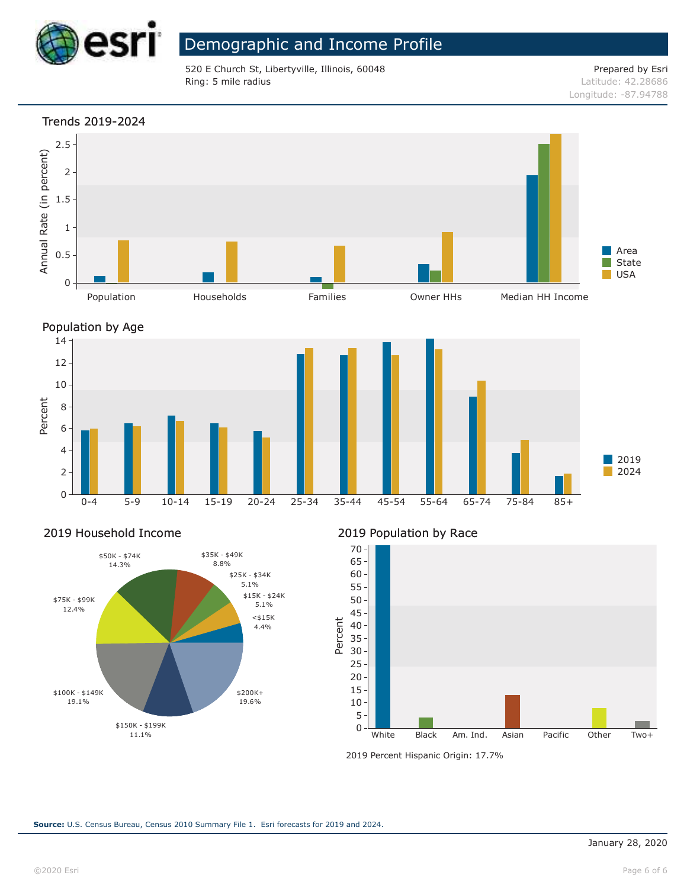# Demographic and Income Profile

520 E Church St, Libertyville, Illinois, 60048
Ring: 5 mile radius

Prepared by Esri
Latitude: 42.28686
Longitude: -87.94788

## Trends 2019-2024

Annual Rate (in percent)

2.5
2
1.5
1
0.5
0

Population
Households
Families
Owner HHs
Median HH Income

Area
State
USA

## Population by Age

Percent

14
12
10
8
6
4
2
0

0-4
5-9
10-14
15-19
20-24
25-34
35-44
45-54
55-64
65-74
75-84
85+

2019
2024

## 2019 Household Income

$50K - $74K
14.3%

$35K - $49K
8.8%

$25K - $34K
5.1%

$15K - $24K
5.1%

<$15K
4.4%

$75K - $99K
12.4%

$100K - $149K
19.1%

$150K - $199K
11.1%

$200K+
19.6%

## 2019 Population by Race

Percent

70
65
60
55
50
45
40
35
30
25
20
15
10
5
0

White
Black
Am. Ind.
Asian
Pacific
Other
Two+

2019 Percent Hispanic Origin: 17.7%

**Source:** U.S. Census Bureau, Census 2010 Summary File 1. Esri forecasts for 2019 and 2024.

January 28, 2020

©2020 Esri